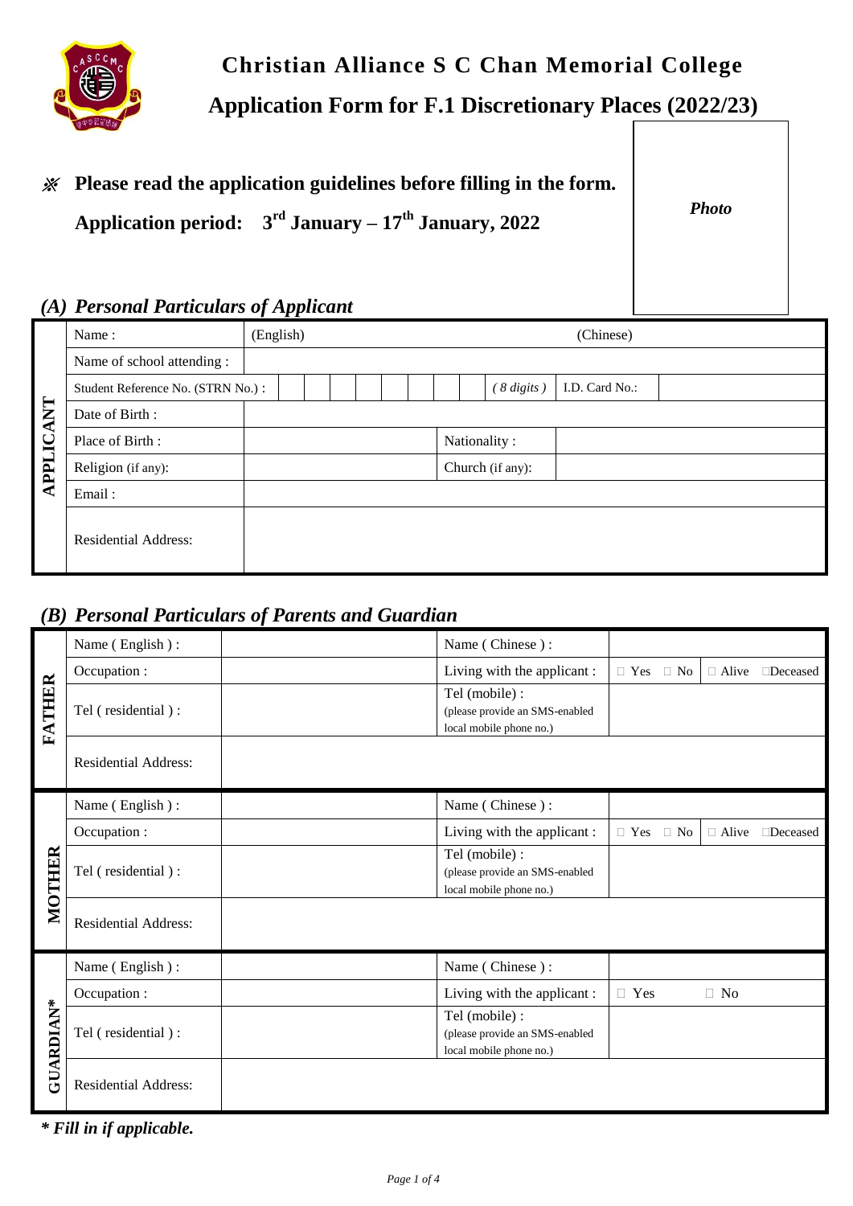# Christian Alliance S C Chan Memorial College

## Application Form for F.1 Discretionary Places (2022/23)

※ **Please read the application guidelines before filling in the form.**

**Application period: 3rd January – 17th January, 2022**

*Photo*

### *(A) Personal Particulars of Applicant*

| APPLICANT | | | | |
|---|---|---|---|---|
| Name : | (English) | | (Chinese) | |
| Name of school attending : | | | | |
| Student Reference No. (STRN No.) : | | ( 8 digits ) | I.D. Card No.: | |
| Date of Birth : | | | | |
| Place of Birth : | | Nationality : | | |
| Religion (if any): | | Church (if any): | | |
| Email : | | | | |
| Residential Address: | | | | |

### *(B) Personal Particulars of Parents and Guardian*

| FATHER | | | |
|---|---|---|---|
| Name ( English ) : | | Name ( Chinese ) : | |
| Occupation : | | Living with the applicant : | □ Yes □ No □ Alive □Deceased |
| Tel ( residential ) : | | Tel (mobile) : (please provide an SMS-enabled local mobile phone no.) | |
| Residential Address: | | | |

| MOTHER | | | |
|---|---|---|---|
| Name ( English ) : | | Name ( Chinese ) : | |
| Occupation : | | Living with the applicant : | □ Yes □ No □ Alive □Deceased |
| Tel ( residential ) : | | Tel (mobile) : (please provide an SMS-enabled local mobile phone no.) | |
| Residential Address: | | | |

| GUARDIAN* | | | |
|---|---|---|---|
| Name ( English ) : | | Name ( Chinese ) : | |
| Occupation : | | Living with the applicant : | □ Yes □ No |
| Tel ( residential ) : | | Tel (mobile) : (please provide an SMS-enabled local mobile phone no.) | |
| Residential Address: | | | |

***\* Fill in if applicable.***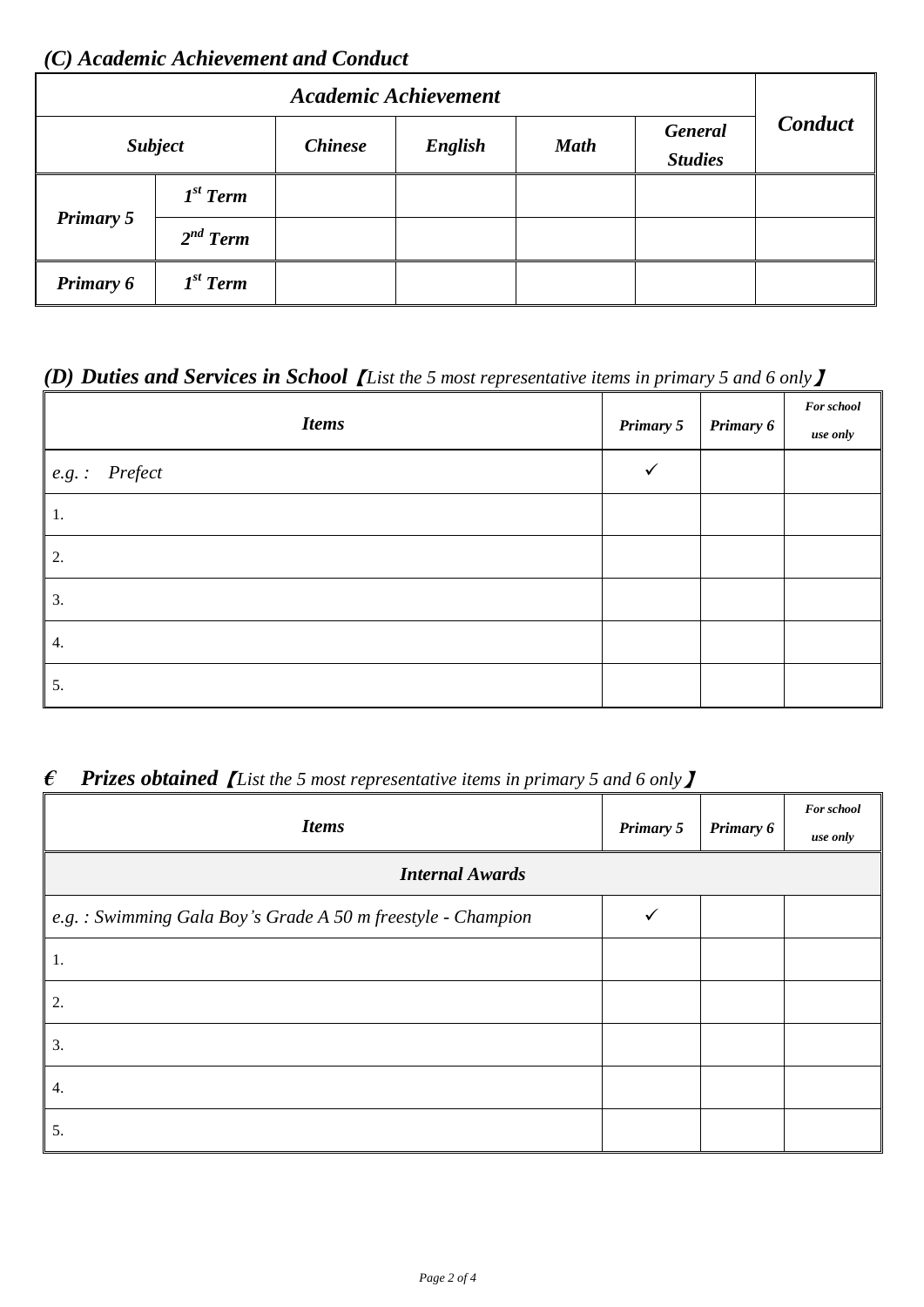### *(C) Academic Achievement and Conduct*

| *Academic Achievement* | | | | | | *Conduct* |
|---|---|---|---|---|---|---|
| *Subject* | | *Chinese* | *English* | *Math* | *General Studies* | |
| *Primary 5* | *1st Term* | | | | | |
| | *2nd Term* | | | | | |
| *Primary 6* | *1st Term* | | | | | |

### *(D) Duties and Services in School* 【*List the 5 most representative items in primary 5 and 6 only*】

| *Items* | *Primary 5* | *Primary 6* | *For school use only* |
|---|---|---|---|
| *e.g. : Prefect* | ✓ | | |
| 1. | | | |
| 2. | | | |
| 3. | | | |
| 4. | | | |
| 5. | | | |

### *€ Prizes obtained* 【*List the 5 most representative items in primary 5 and 6 only*】

| *Items* | *Primary 5* | *Primary 6* | *For school use only* |
|---|---|---|---|
| *Internal Awards* | | | |
| *e.g. : Swimming Gala Boy's Grade A 50 m freestyle - Champion* | ✓ | | |
| 1. | | | |
| 2. | | | |
| 3. | | | |
| 4. | | | |
| 5. | | | |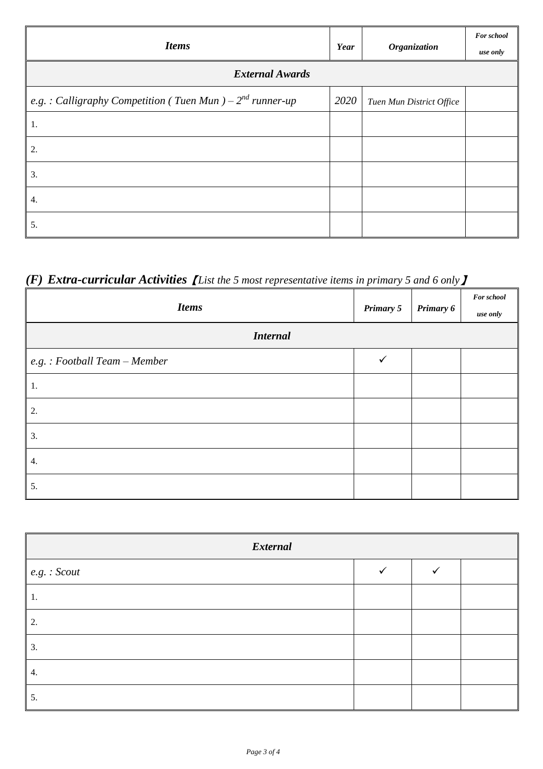| *Items* | *Year* | *Organization* | *For school use only* |
|---|---|---|---|
| ***External Awards*** | | | |
| *e.g. : Calligraphy Competition ( Tuen Mun ) – 2nd runner-up* | *2020* | *Tuen Mun District Office* | |
| 1. | | | |
| 2. | | | |
| 3. | | | |
| 4. | | | |
| 5. | | | |

## *(F) Extra-curricular Activities*【*List the 5 most representative items in primary 5 and 6 only*】

| *Items* | *Primary 5* | *Primary 6* | *For school use only* |
|---|---|---|---|
| ***Internal*** | | | |
| *e.g. : Football Team – Member* | ✓ | | |
| 1. | | | |
| 2. | | | |
| 3. | | | |
| 4. | | | |
| 5. | | | |
| ***External*** | | | |
| *e.g. : Scout* | ✓ | ✓ | |
| 1. | | | |
| 2. | | | |
| 3. | | | |
| 4. | | | |
| 5. | | | |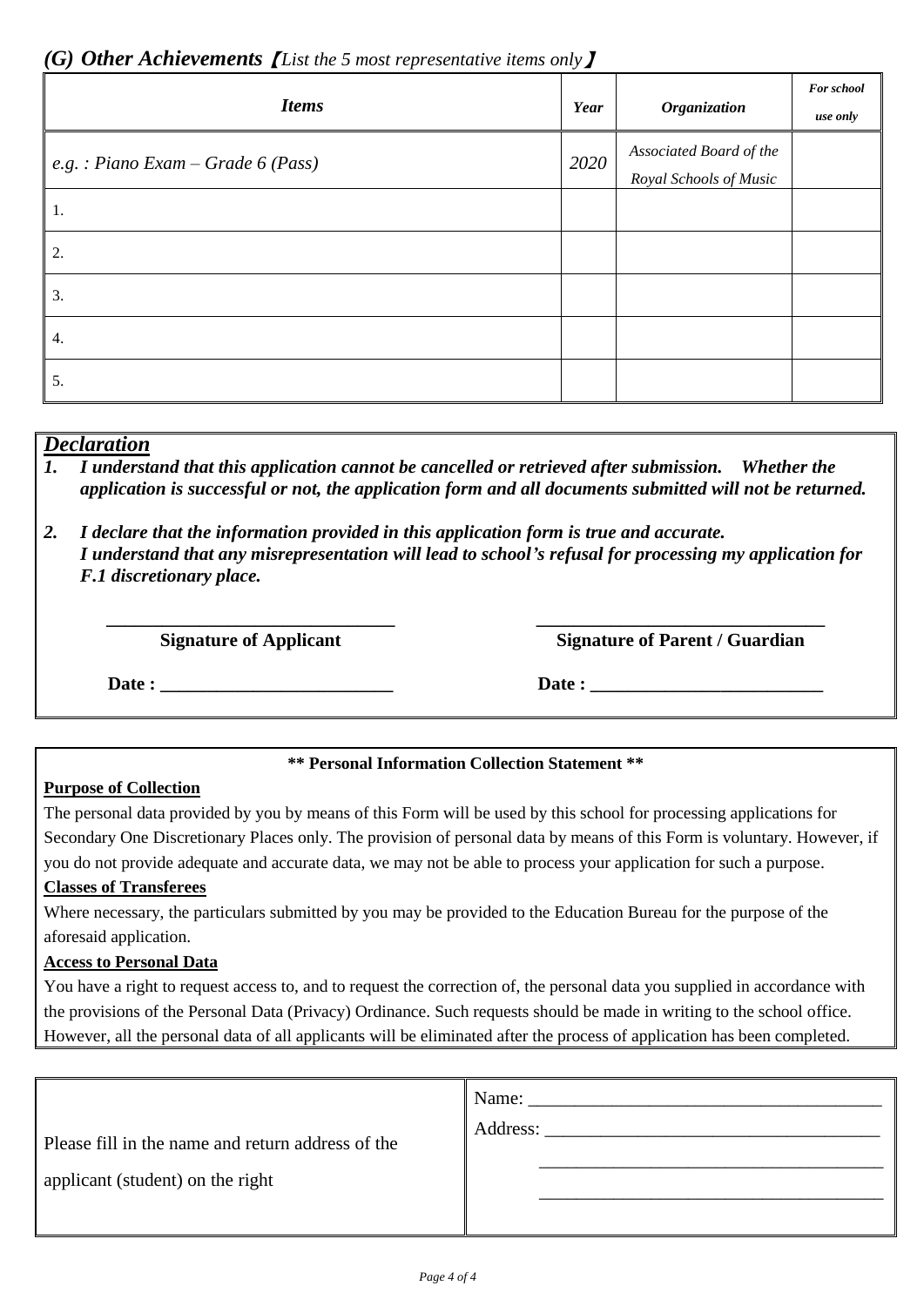## *(G) Other Achievements*【*List the 5 most representative items only*】

| *Items* | *Year* | *Organization* | *For school use only* |
|---|---|---|---|
| *e.g. : Piano Exam – Grade 6 (Pass)* | *2020* | *Associated Board of the Royal Schools of Music* | |
| 1. | | | |
| 2. | | | |
| 3. | | | |
| 4. | | | |
| 5. | | | |

## ***Declaration***

1. ***I understand that this application cannot be cancelled or retrieved after submission. Whether the application is successful or not, the application form and all documents submitted will not be returned.***
2. ***I declare that the information provided in this application form is true and accurate. I understand that any misrepresentation will lead to school's refusal for processing my application for F.1 discretionary place.***

_______________________________ **Signature of Applicant**

_______________________________ **Signature of Parent / Guardian**

**Date :** _________________________

**Date :** _________________________

**\*\* Personal Information Collection Statement \*\***

**Purpose of Collection**

The personal data provided by you by means of this Form will be used by this school for processing applications for Secondary One Discretionary Places only. The provision of personal data by means of this Form is voluntary. However, if you do not provide adequate and accurate data, we may not be able to process your application for such a purpose.

**Classes of Transferees**

Where necessary, the particulars submitted by you may be provided to the Education Bureau for the purpose of the aforesaid application.

**Access to Personal Data**

You have a right to request access to, and to request the correction of, the personal data you supplied in accordance with the provisions of the Personal Data (Privacy) Ordinance. Such requests should be made in writing to the school office. However, all the personal data of all applicants will be eliminated after the process of application has been completed.

| | |
|---|---|
| Please fill in the name and return address of the applicant (student) on the right | Name: ______________________________________<br>Address: ____________________________________<br>____________________________________<br>____________________________________ |